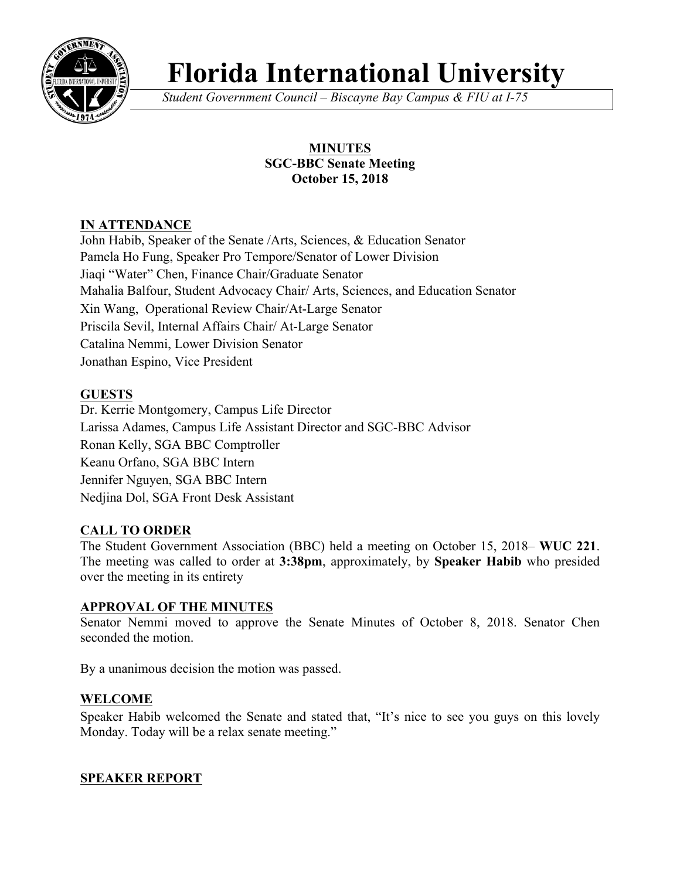# Florida International University

*Student Government Council – Biscayne Bay Campus & FIU at I-75*

**MINUTES**
**SGC-BBC Senate Meeting**
**October 15, 2018**

## IN ATTENDANCE

John Habib, Speaker of the Senate /Arts, Sciences, & Education Senator
Pamela Ho Fung, Speaker Pro Tempore/Senator of Lower Division
Jiaqi "Water" Chen, Finance Chair/Graduate Senator
Mahalia Balfour, Student Advocacy Chair/ Arts, Sciences, and Education Senator
Xin Wang, Operational Review Chair/At-Large Senator
Priscila Sevil, Internal Affairs Chair/ At-Large Senator
Catalina Nemmi, Lower Division Senator
Jonathan Espino, Vice President

## GUESTS

Dr. Kerrie Montgomery, Campus Life Director
Larissa Adames, Campus Life Assistant Director and SGC-BBC Advisor
Ronan Kelly, SGA BBC Comptroller
Keanu Orfano, SGA BBC Intern
Jennifer Nguyen, SGA BBC Intern
Nedjina Dol, SGA Front Desk Assistant

## CALL TO ORDER

The Student Government Association (BBC) held a meeting on October 15, 2018– **WUC 221**. The meeting was called to order at **3:38pm**, approximately, by **Speaker Habib** who presided over the meeting in its entirety

## APPROVAL OF THE MINUTES

Senator Nemmi moved to approve the Senate Minutes of October 8, 2018. Senator Chen seconded the motion.

By a unanimous decision the motion was passed.

## WELCOME

Speaker Habib welcomed the Senate and stated that, "It's nice to see you guys on this lovely Monday. Today will be a relax senate meeting."

## SPEAKER REPORT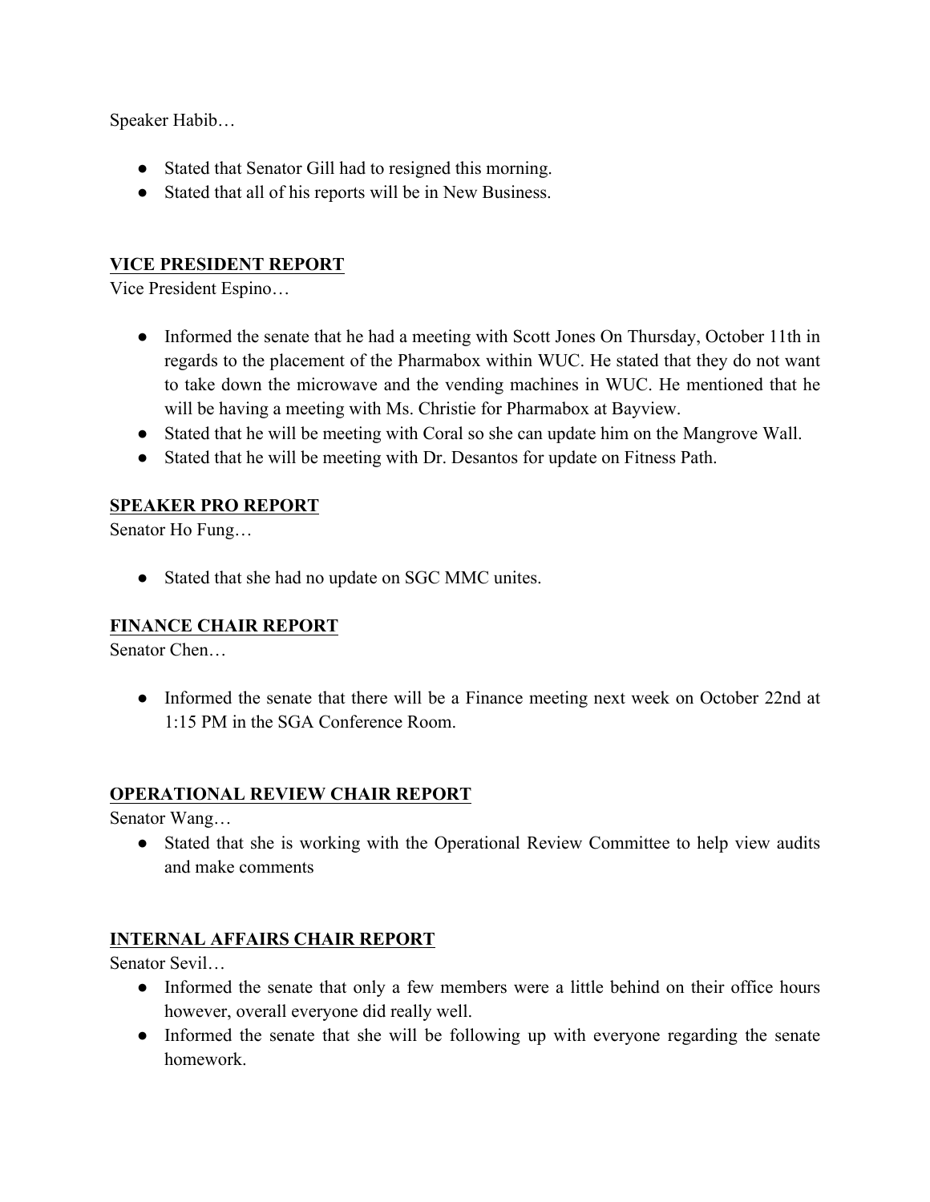Speaker Habib…

- Stated that Senator Gill had to resigned this morning.
- Stated that all of his reports will be in New Business.

**VICE PRESIDENT REPORT**

Vice President Espino…

- Informed the senate that he had a meeting with Scott Jones On Thursday, October 11th in regards to the placement of the Pharmabox within WUC. He stated that they do not want to take down the microwave and the vending machines in WUC. He mentioned that he will be having a meeting with Ms. Christie for Pharmabox at Bayview.
- Stated that he will be meeting with Coral so she can update him on the Mangrove Wall.
- Stated that he will be meeting with Dr. Desantos for update on Fitness Path.

**SPEAKER PRO REPORT**

Senator Ho Fung…

- Stated that she had no update on SGC MMC unites.

**FINANCE CHAIR REPORT**

Senator Chen…

- Informed the senate that there will be a Finance meeting next week on October 22nd at 1:15 PM in the SGA Conference Room.

**OPERATIONAL REVIEW CHAIR REPORT**

Senator Wang…

- Stated that she is working with the Operational Review Committee to help view audits and make comments

**INTERNAL AFFAIRS CHAIR REPORT**

Senator Sevil…

- Informed the senate that only a few members were a little behind on their office hours however, overall everyone did really well.
- Informed the senate that she will be following up with everyone regarding the senate homework.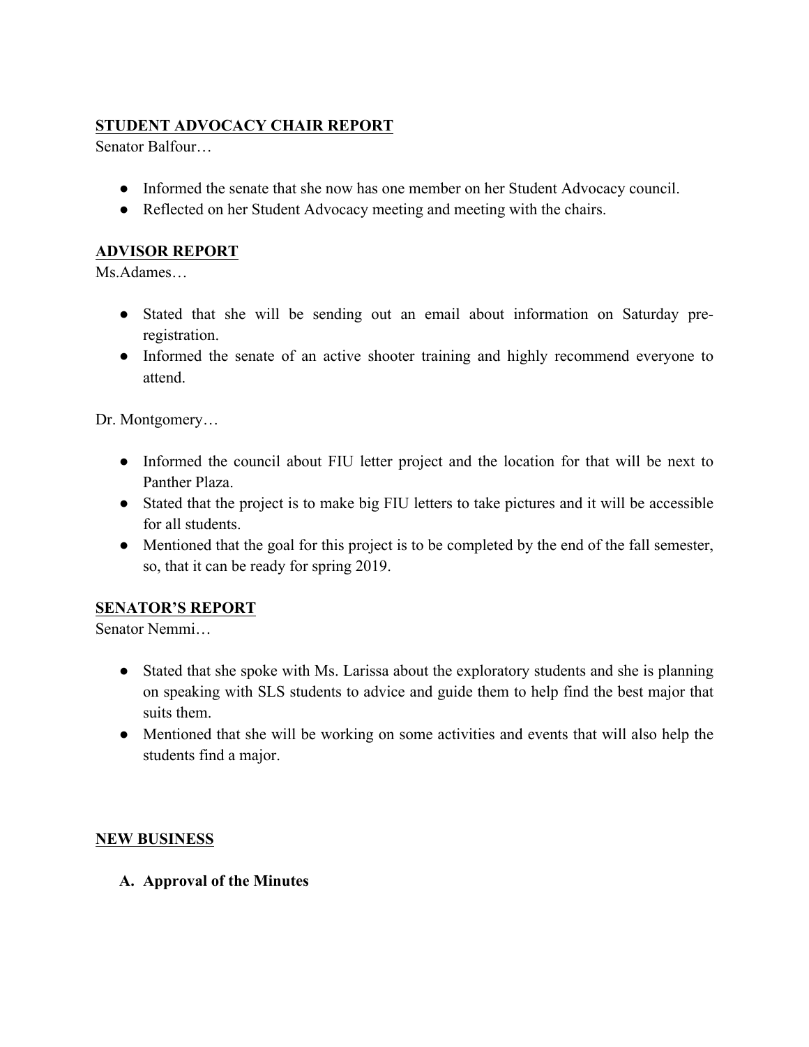**STUDENT ADVOCACY CHAIR REPORT**

Senator Balfour…

- Informed the senate that she now has one member on her Student Advocacy council.
- Reflected on her Student Advocacy meeting and meeting with the chairs.

**ADVISOR REPORT**

Ms.Adames…

- Stated that she will be sending out an email about information on Saturday pre-registration.
- Informed the senate of an active shooter training and highly recommend everyone to attend.

Dr. Montgomery…

- Informed the council about FIU letter project and the location for that will be next to Panther Plaza.
- Stated that the project is to make big FIU letters to take pictures and it will be accessible for all students.
- Mentioned that the goal for this project is to be completed by the end of the fall semester, so, that it can be ready for spring 2019.

**SENATOR'S REPORT**

Senator Nemmi…

- Stated that she spoke with Ms. Larissa about the exploratory students and she is planning on speaking with SLS students to advice and guide them to help find the best major that suits them.
- Mentioned that she will be working on some activities and events that will also help the students find a major.

**NEW BUSINESS**

**A. Approval of the Minutes**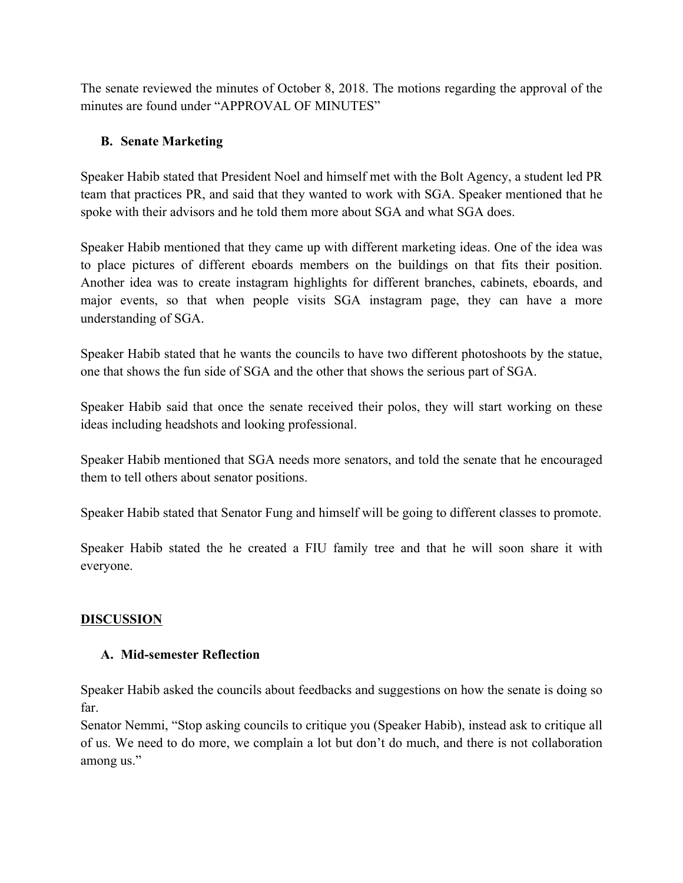The senate reviewed the minutes of October 8, 2018. The motions regarding the approval of the minutes are found under "APPROVAL OF MINUTES"

### B. Senate Marketing

Speaker Habib stated that President Noel and himself met with the Bolt Agency, a student led PR team that practices PR, and said that they wanted to work with SGA. Speaker mentioned that he spoke with their advisors and he told them more about SGA and what SGA does.

Speaker Habib mentioned that they came up with different marketing ideas. One of the idea was to place pictures of different eboards members on the buildings on that fits their position. Another idea was to create instagram highlights for different branches, cabinets, eboards, and major events, so that when people visits SGA instagram page, they can have a more understanding of SGA.

Speaker Habib stated that he wants the councils to have two different photoshoots by the statue, one that shows the fun side of SGA and the other that shows the serious part of SGA.

Speaker Habib said that once the senate received their polos, they will start working on these ideas including headshots and looking professional.

Speaker Habib mentioned that SGA needs more senators, and told the senate that he encouraged them to tell others about senator positions.

Speaker Habib stated that Senator Fung and himself will be going to different classes to promote.

Speaker Habib stated the he created a FIU family tree and that he will soon share it with everyone.

## DISCUSSION

### A. Mid-semester Reflection

Speaker Habib asked the councils about feedbacks and suggestions on how the senate is doing so far.
Senator Nemmi, "Stop asking councils to critique you (Speaker Habib), instead ask to critique all of us. We need to do more, we complain a lot but don't do much, and there is not collaboration among us."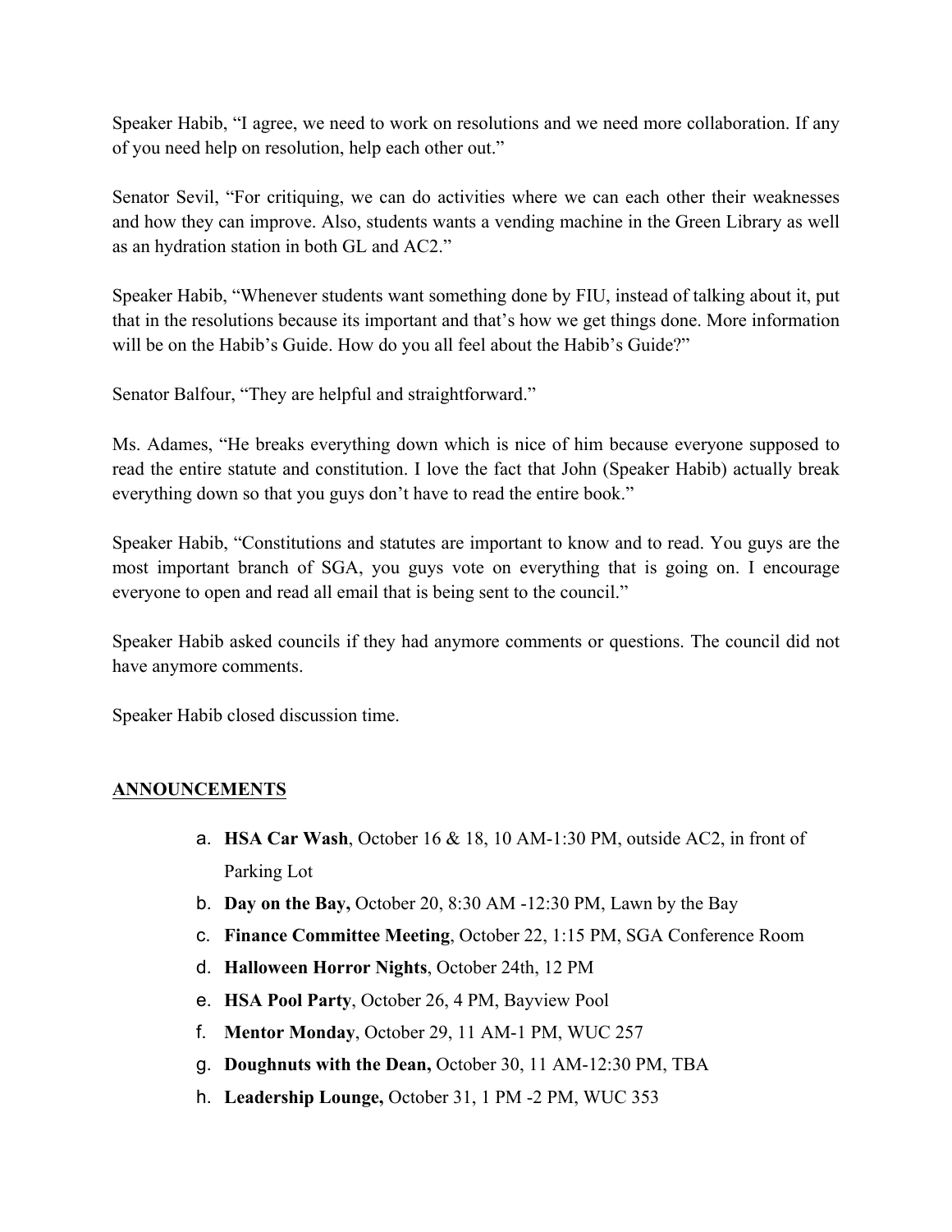Speaker Habib, "I agree, we need to work on resolutions and we need more collaboration. If any of you need help on resolution, help each other out."

Senator Sevil, "For critiquing, we can do activities where we can each other their weaknesses and how they can improve. Also, students wants a vending machine in the Green Library as well as an hydration station in both GL and AC2."

Speaker Habib, "Whenever students want something done by FIU, instead of talking about it, put that in the resolutions because its important and that's how we get things done. More information will be on the Habib's Guide. How do you all feel about the Habib's Guide?"

Senator Balfour, "They are helpful and straightforward."

Ms. Adames, "He breaks everything down which is nice of him because everyone supposed to read the entire statute and constitution. I love the fact that John (Speaker Habib) actually break everything down so that you guys don't have to read the entire book."

Speaker Habib, "Constitutions and statutes are important to know and to read. You guys are the most important branch of SGA, you guys vote on everything that is going on. I encourage everyone to open and read all email that is being sent to the council."

Speaker Habib asked councils if they had anymore comments or questions. The council did not have anymore comments.

Speaker Habib closed discussion time.

## ANNOUNCEMENTS

a. **HSA Car Wash**, October 16 & 18, 10 AM-1:30 PM, outside AC2, in front of Parking Lot
b. **Day on the Bay,** October 20, 8:30 AM -12:30 PM, Lawn by the Bay
c. **Finance Committee Meeting**, October 22, 1:15 PM, SGA Conference Room
d. **Halloween Horror Nights**, October 24th, 12 PM
e. **HSA Pool Party**, October 26, 4 PM, Bayview Pool
f. **Mentor Monday**, October 29, 11 AM-1 PM, WUC 257
g. **Doughnuts with the Dean,** October 30, 11 AM-12:30 PM, TBA
h. **Leadership Lounge,** October 31, 1 PM -2 PM, WUC 353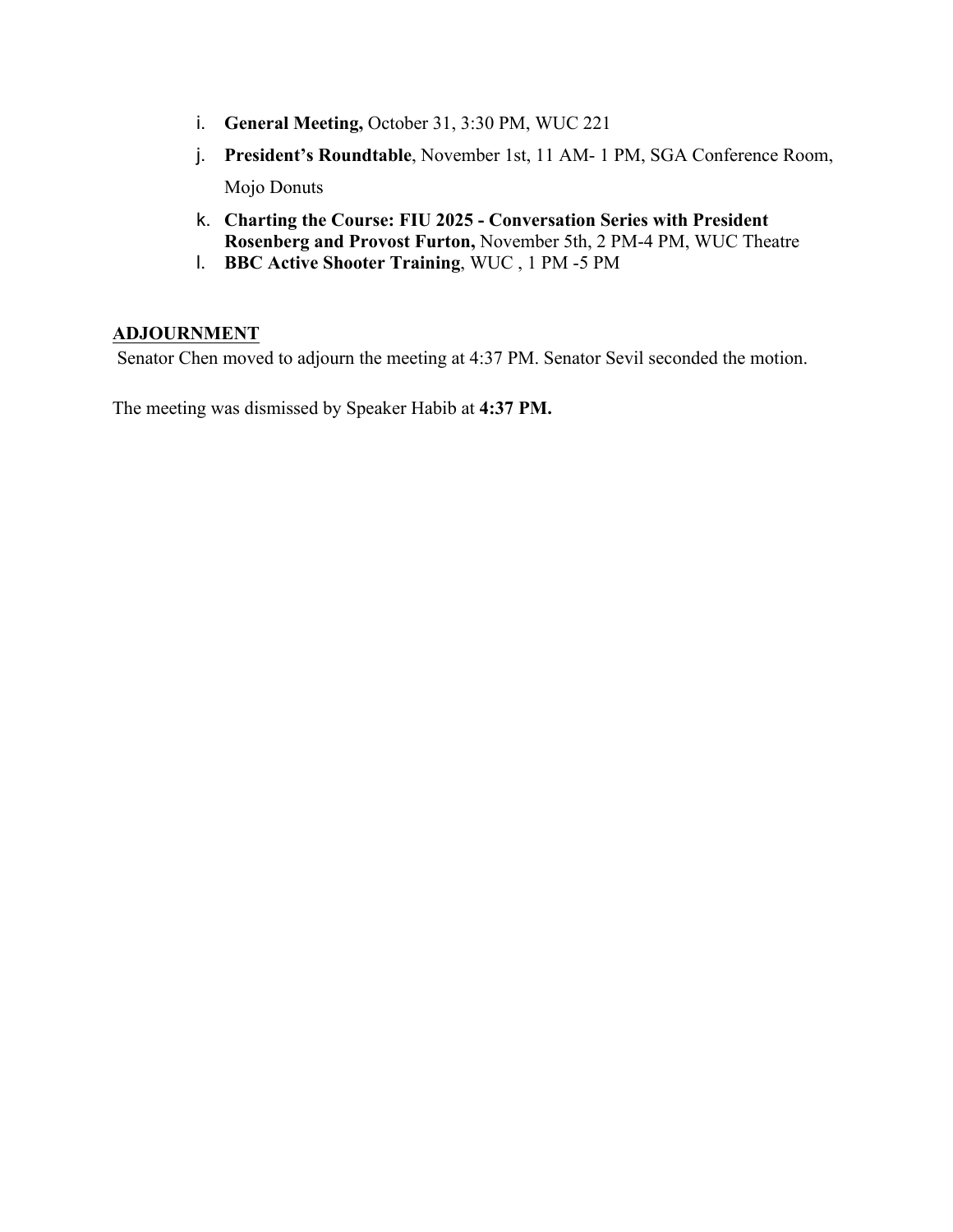i. **General Meeting,** October 31, 3:30 PM, WUC 221

j. **President's Roundtable**, November 1st, 11 AM- 1 PM, SGA Conference Room, Mojo Donuts

k. **Charting the Course: FIU 2025 - Conversation Series with President Rosenberg and Provost Furton,** November 5th, 2 PM-4 PM, WUC Theatre

l. **BBC Active Shooter Training**, WUC , 1 PM -5 PM

**ADJOURNMENT**

Senator Chen moved to adjourn the meeting at 4:37 PM. Senator Sevil seconded the motion.

The meeting was dismissed by Speaker Habib at **4:37 PM.**